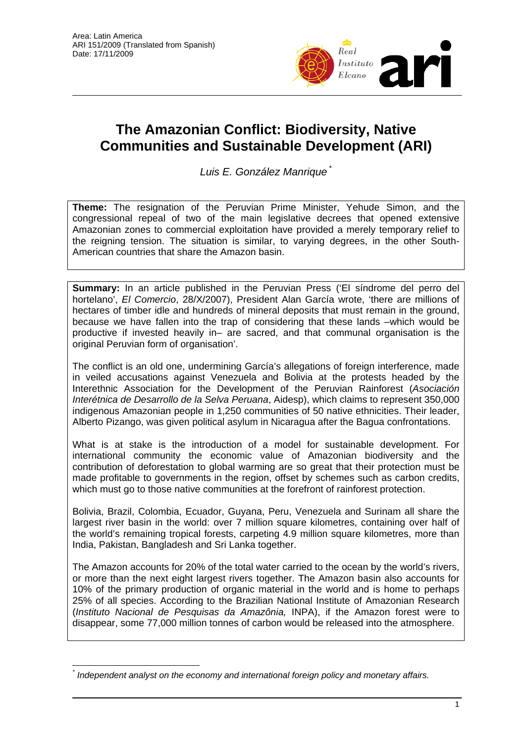Area: Latin America
ARI 151/2009 (Translated from Spanish)
Date: 17/11/2009

# The Amazonian Conflict: Biodiversity, Native Communities and Sustainable Development (ARI)

*Luis E. González Manrique* [*]

**Theme:** The resignation of the Peruvian Prime Minister, Yehude Simon, and the congressional repeal of two of the main legislative decrees that opened extensive Amazonian zones to commercial exploitation have provided a merely temporary relief to the reigning tension. The situation is similar, to varying degrees, in the other South-American countries that share the Amazon basin.

**Summary:** In an article published in the Peruvian Press ('El síndrome del perro del hortelano', *El Comercio*, 28/X/2007), President Alan García wrote, 'there are millions of hectares of timber idle and hundreds of mineral deposits that must remain in the ground, because we have fallen into the trap of considering that these lands –which would be productive if invested heavily in– are sacred, and that communal organisation is the original Peruvian form of organisation'.

The conflict is an old one, undermining García's allegations of foreign interference, made in veiled accusations against Venezuela and Bolivia at the protests headed by the Interethnic Association for the Development of the Peruvian Rainforest (*Asociación Interétnica de Desarrollo de la Selva Peruana*, Aidesp), which claims to represent 350,000 indigenous Amazonian people in 1,250 communities of 50 native ethnicities. Their leader, Alberto Pizango, was given political asylum in Nicaragua after the Bagua confrontations.

What is at stake is the introduction of a model for sustainable development. For international community the economic value of Amazonian biodiversity and the contribution of deforestation to global warming are so great that their protection must be made profitable to governments in the region, offset by schemes such as carbon credits, which must go to those native communities at the forefront of rainforest protection.

Bolivia, Brazil, Colombia, Ecuador, Guyana, Peru, Venezuela and Surinam all share the largest river basin in the world: over 7 million square kilometres, containing over half of the world's remaining tropical forests, carpeting 4.9 million square kilometres, more than India, Pakistan, Bangladesh and Sri Lanka together.

The Amazon accounts for 20% of the total water carried to the ocean by the world's rivers, or more than the next eight largest rivers together. The Amazon basin also accounts for 10% of the primary production of organic material in the world and is home to perhaps 25% of all species. According to the Brazilian National Institute of Amazonian Research (*Instituto Nacional de Pesquisas da Amazônia,* INPA), if the Amazon forest were to disappear, some 77,000 million tonnes of carbon would be released into the atmosphere.

---

[*] *Independent analyst on the economy and international foreign policy and monetary affairs.*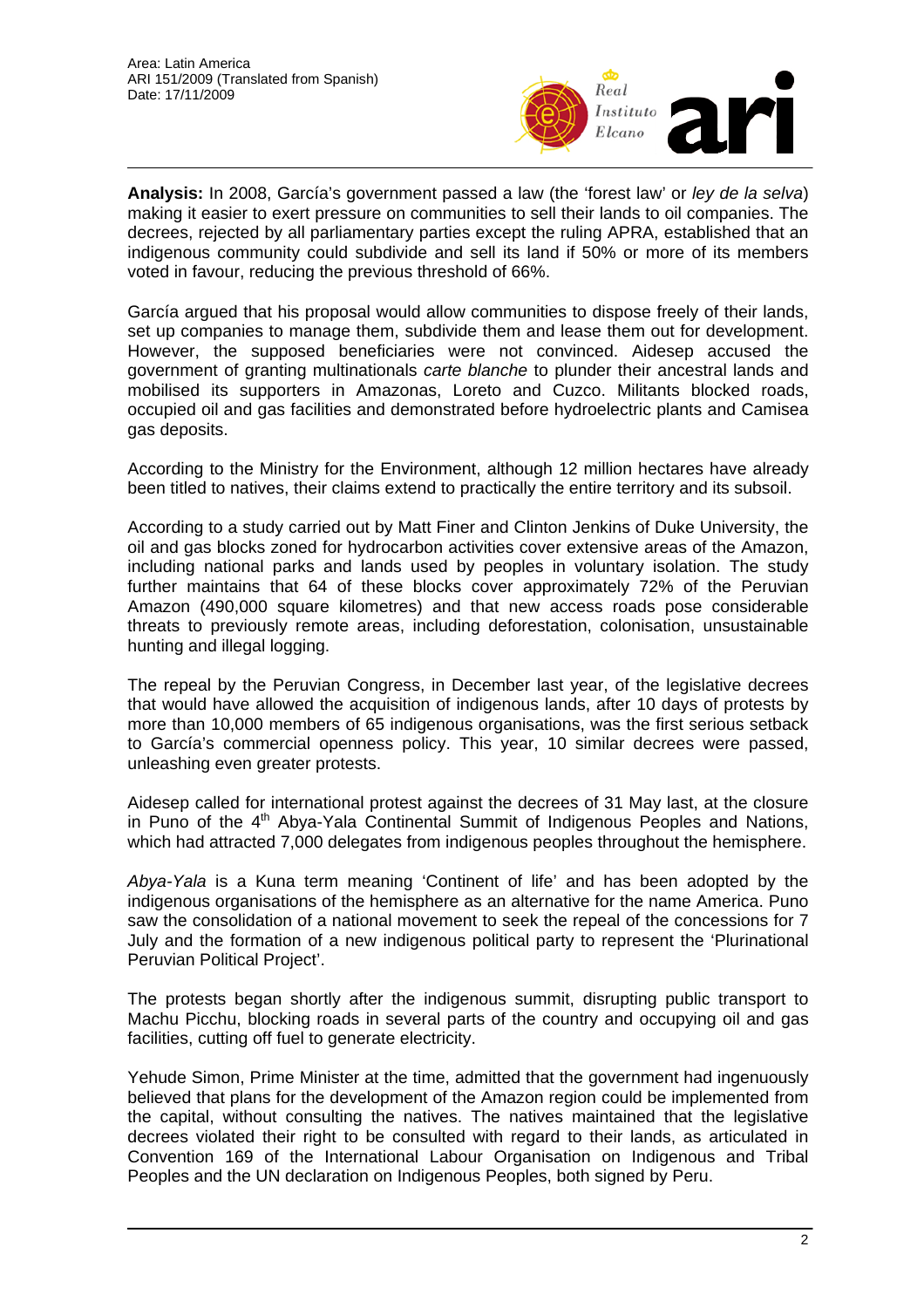**Analysis:** In 2008, García's government passed a law (the 'forest law' or *ley de la selva*) making it easier to exert pressure on communities to sell their lands to oil companies. The decrees, rejected by all parliamentary parties except the ruling APRA, established that an indigenous community could subdivide and sell its land if 50% or more of its members voted in favour, reducing the previous threshold of 66%.

García argued that his proposal would allow communities to dispose freely of their lands, set up companies to manage them, subdivide them and lease them out for development. However, the supposed beneficiaries were not convinced. Aidesep accused the government of granting multinationals *carte blanche* to plunder their ancestral lands and mobilised its supporters in Amazonas, Loreto and Cuzco. Militants blocked roads, occupied oil and gas facilities and demonstrated before hydroelectric plants and Camisea gas deposits.

According to the Ministry for the Environment, although 12 million hectares have already been titled to natives, their claims extend to practically the entire territory and its subsoil.

According to a study carried out by Matt Finer and Clinton Jenkins of Duke University, the oil and gas blocks zoned for hydrocarbon activities cover extensive areas of the Amazon, including national parks and lands used by peoples in voluntary isolation. The study further maintains that 64 of these blocks cover approximately 72% of the Peruvian Amazon (490,000 square kilometres) and that new access roads pose considerable threats to previously remote areas, including deforestation, colonisation, unsustainable hunting and illegal logging.

The repeal by the Peruvian Congress, in December last year, of the legislative decrees that would have allowed the acquisition of indigenous lands, after 10 days of protests by more than 10,000 members of 65 indigenous organisations, was the first serious setback to García's commercial openness policy. This year, 10 similar decrees were passed, unleashing even greater protests.

Aidesep called for international protest against the decrees of 31 May last, at the closure in Puno of the 4th Abya-Yala Continental Summit of Indigenous Peoples and Nations, which had attracted 7,000 delegates from indigenous peoples throughout the hemisphere.

*Abya-Yala* is a Kuna term meaning 'Continent of life' and has been adopted by the indigenous organisations of the hemisphere as an alternative for the name America. Puno saw the consolidation of a national movement to seek the repeal of the concessions for 7 July and the formation of a new indigenous political party to represent the 'Plurinational Peruvian Political Project'.

The protests began shortly after the indigenous summit, disrupting public transport to Machu Picchu, blocking roads in several parts of the country and occupying oil and gas facilities, cutting off fuel to generate electricity.

Yehude Simon, Prime Minister at the time, admitted that the government had ingenuously believed that plans for the development of the Amazon region could be implemented from the capital, without consulting the natives. The natives maintained that the legislative decrees violated their right to be consulted with regard to their lands, as articulated in Convention 169 of the International Labour Organisation on Indigenous and Tribal Peoples and the UN declaration on Indigenous Peoples, both signed by Peru.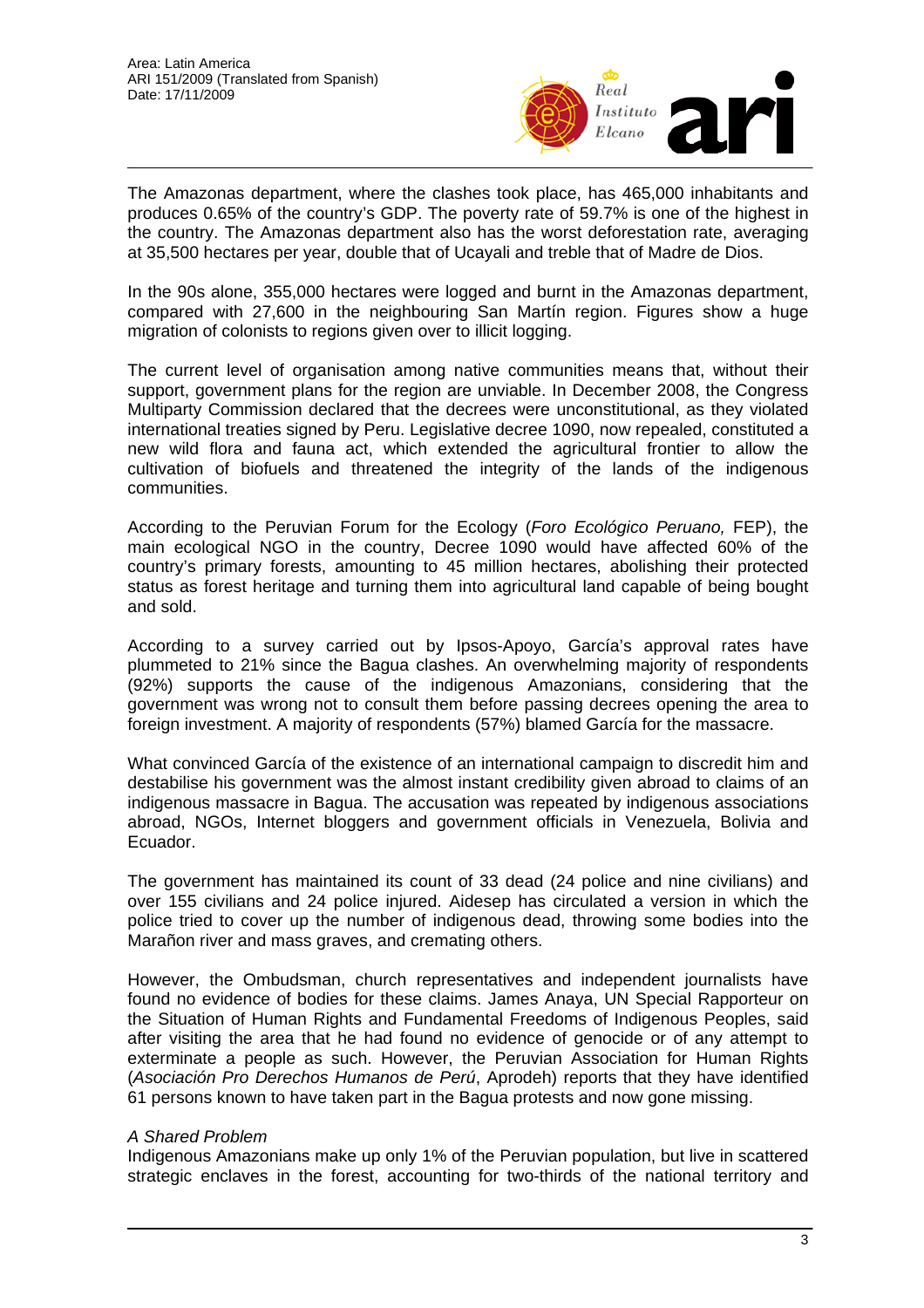The Amazonas department, where the clashes took place, has 465,000 inhabitants and produces 0.65% of the country's GDP. The poverty rate of 59.7% is one of the highest in the country. The Amazonas department also has the worst deforestation rate, averaging at 35,500 hectares per year, double that of Ucayali and treble that of Madre de Dios.

In the 90s alone, 355,000 hectares were logged and burnt in the Amazonas department, compared with 27,600 in the neighbouring San Martín region. Figures show a huge migration of colonists to regions given over to illicit logging.

The current level of organisation among native communities means that, without their support, government plans for the region are unviable. In December 2008, the Congress Multiparty Commission declared that the decrees were unconstitutional, as they violated international treaties signed by Peru. Legislative decree 1090, now repealed, constituted a new wild flora and fauna act, which extended the agricultural frontier to allow the cultivation of biofuels and threatened the integrity of the lands of the indigenous communities.

According to the Peruvian Forum for the Ecology (*Foro Ecológico Peruano,* FEP), the main ecological NGO in the country, Decree 1090 would have affected 60% of the country's primary forests, amounting to 45 million hectares, abolishing their protected status as forest heritage and turning them into agricultural land capable of being bought and sold.

According to a survey carried out by Ipsos-Apoyo, García's approval rates have plummeted to 21% since the Bagua clashes. An overwhelming majority of respondents (92%) supports the cause of the indigenous Amazonians, considering that the government was wrong not to consult them before passing decrees opening the area to foreign investment. A majority of respondents (57%) blamed García for the massacre.

What convinced García of the existence of an international campaign to discredit him and destabilise his government was the almost instant credibility given abroad to claims of an indigenous massacre in Bagua. The accusation was repeated by indigenous associations abroad, NGOs, Internet bloggers and government officials in Venezuela, Bolivia and Ecuador.

The government has maintained its count of 33 dead (24 police and nine civilians) and over 155 civilians and 24 police injured. Aidesep has circulated a version in which the police tried to cover up the number of indigenous dead, throwing some bodies into the Marañon river and mass graves, and cremating others.

However, the Ombudsman, church representatives and independent journalists have found no evidence of bodies for these claims. James Anaya, UN Special Rapporteur on the Situation of Human Rights and Fundamental Freedoms of Indigenous Peoples, said after visiting the area that he had found no evidence of genocide or of any attempt to exterminate a people as such. However, the Peruvian Association for Human Rights (*Asociación Pro Derechos Humanos de Perú*, Aprodeh) reports that they have identified 61 persons known to have taken part in the Bagua protests and now gone missing.

### *A Shared Problem*

Indigenous Amazonians make up only 1% of the Peruvian population, but live in scattered strategic enclaves in the forest, accounting for two-thirds of the national territory and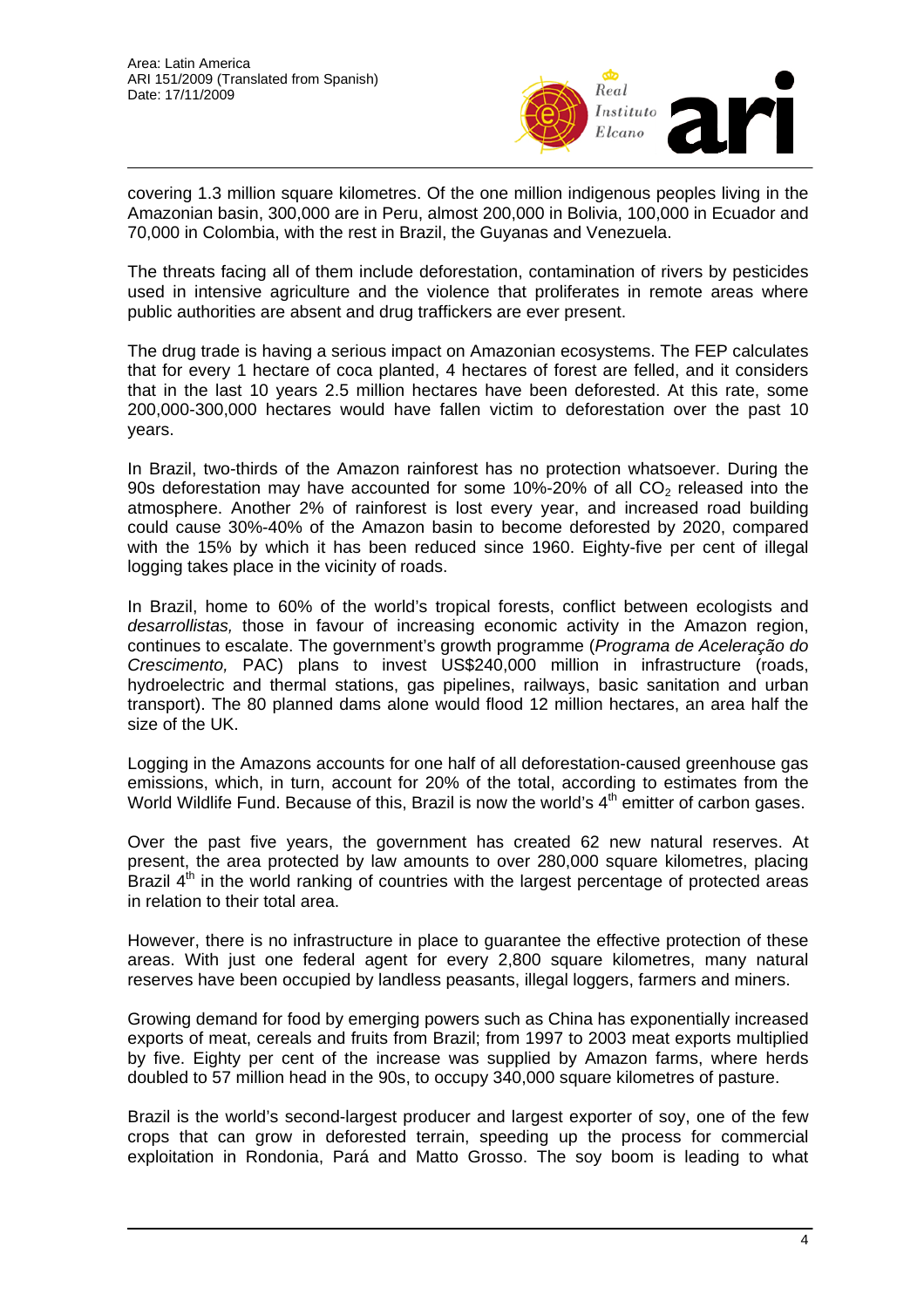covering 1.3 million square kilometres. Of the one million indigenous peoples living in the Amazonian basin, 300,000 are in Peru, almost 200,000 in Bolivia, 100,000 in Ecuador and 70,000 in Colombia, with the rest in Brazil, the Guyanas and Venezuela.

The threats facing all of them include deforestation, contamination of rivers by pesticides used in intensive agriculture and the violence that proliferates in remote areas where public authorities are absent and drug traffickers are ever present.

The drug trade is having a serious impact on Amazonian ecosystems. The FEP calculates that for every 1 hectare of coca planted, 4 hectares of forest are felled, and it considers that in the last 10 years 2.5 million hectares have been deforested. At this rate, some 200,000-300,000 hectares would have fallen victim to deforestation over the past 10 years.

In Brazil, two-thirds of the Amazon rainforest has no protection whatsoever. During the 90s deforestation may have accounted for some 10%-20% of all $CO_2$ released into the atmosphere. Another 2% of rainforest is lost every year, and increased road building could cause 30%-40% of the Amazon basin to become deforested by 2020, compared with the 15% by which it has been reduced since 1960. Eighty-five per cent of illegal logging takes place in the vicinity of roads.

In Brazil, home to 60% of the world's tropical forests, conflict between ecologists and *desarrollistas,* those in favour of increasing economic activity in the Amazon region, continues to escalate. The government's growth programme (*Programa de Aceleração do Crescimento,* PAC) plans to invest US$240,000 million in infrastructure (roads, hydroelectric and thermal stations, gas pipelines, railways, basic sanitation and urban transport). The 80 planned dams alone would flood 12 million hectares, an area half the size of the UK.

Logging in the Amazons accounts for one half of all deforestation-caused greenhouse gas emissions, which, in turn, account for 20% of the total, according to estimates from the World Wildlife Fund. Because of this, Brazil is now the world's 4th emitter of carbon gases.

Over the past five years, the government has created 62 new natural reserves. At present, the area protected by law amounts to over 280,000 square kilometres, placing Brazil 4th in the world ranking of countries with the largest percentage of protected areas in relation to their total area.

However, there is no infrastructure in place to guarantee the effective protection of these areas. With just one federal agent for every 2,800 square kilometres, many natural reserves have been occupied by landless peasants, illegal loggers, farmers and miners.

Growing demand for food by emerging powers such as China has exponentially increased exports of meat, cereals and fruits from Brazil; from 1997 to 2003 meat exports multiplied by five. Eighty per cent of the increase was supplied by Amazon farms, where herds doubled to 57 million head in the 90s, to occupy 340,000 square kilometres of pasture.

Brazil is the world's second-largest producer and largest exporter of soy, one of the few crops that can grow in deforested terrain, speeding up the process for commercial exploitation in Rondonia, Pará and Matto Grosso. The soy boom is leading to what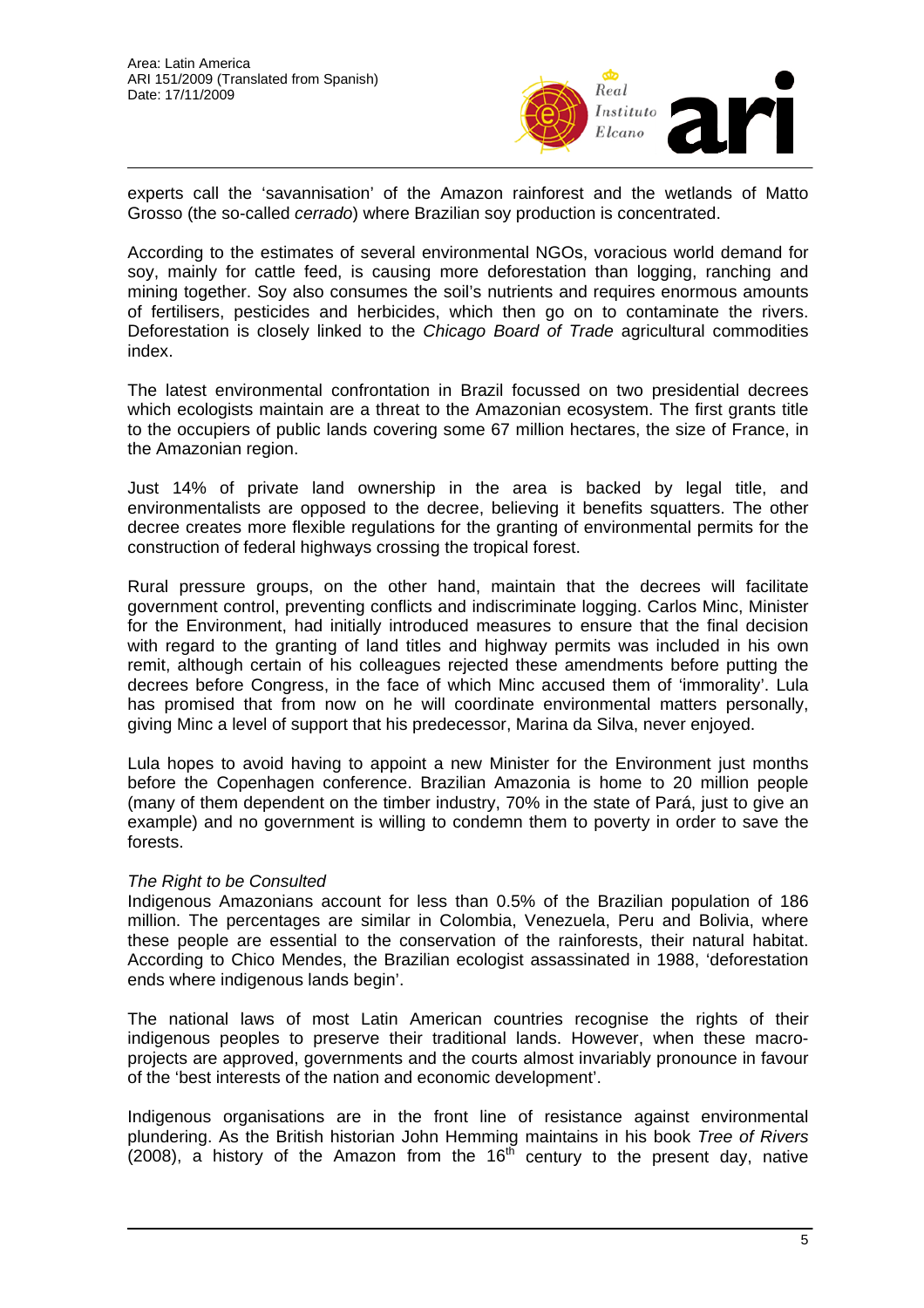experts call the 'savannisation' of the Amazon rainforest and the wetlands of Matto Grosso (the so-called *cerrado*) where Brazilian soy production is concentrated.

According to the estimates of several environmental NGOs, voracious world demand for soy, mainly for cattle feed, is causing more deforestation than logging, ranching and mining together. Soy also consumes the soil's nutrients and requires enormous amounts of fertilisers, pesticides and herbicides, which then go on to contaminate the rivers. Deforestation is closely linked to the *Chicago Board of Trade* agricultural commodities index.

The latest environmental confrontation in Brazil focussed on two presidential decrees which ecologists maintain are a threat to the Amazonian ecosystem. The first grants title to the occupiers of public lands covering some 67 million hectares, the size of France, in the Amazonian region.

Just 14% of private land ownership in the area is backed by legal title, and environmentalists are opposed to the decree, believing it benefits squatters. The other decree creates more flexible regulations for the granting of environmental permits for the construction of federal highways crossing the tropical forest.

Rural pressure groups, on the other hand, maintain that the decrees will facilitate government control, preventing conflicts and indiscriminate logging. Carlos Minc, Minister for the Environment, had initially introduced measures to ensure that the final decision with regard to the granting of land titles and highway permits was included in his own remit, although certain of his colleagues rejected these amendments before putting the decrees before Congress, in the face of which Minc accused them of 'immorality'. Lula has promised that from now on he will coordinate environmental matters personally, giving Minc a level of support that his predecessor, Marina da Silva, never enjoyed.

Lula hopes to avoid having to appoint a new Minister for the Environment just months before the Copenhagen conference. Brazilian Amazonia is home to 20 million people (many of them dependent on the timber industry, 70% in the state of Pará, just to give an example) and no government is willing to condemn them to poverty in order to save the forests.

*The Right to be Consulted*

Indigenous Amazonians account for less than 0.5% of the Brazilian population of 186 million. The percentages are similar in Colombia, Venezuela, Peru and Bolivia, where these people are essential to the conservation of the rainforests, their natural habitat. According to Chico Mendes, the Brazilian ecologist assassinated in 1988, 'deforestation ends where indigenous lands begin'.

The national laws of most Latin American countries recognise the rights of their indigenous peoples to preserve their traditional lands. However, when these macro-projects are approved, governments and the courts almost invariably pronounce in favour of the 'best interests of the nation and economic development'.

Indigenous organisations are in the front line of resistance against environmental plundering. As the British historian John Hemming maintains in his book *Tree of Rivers* (2008), a history of the Amazon from the 16th century to the present day, native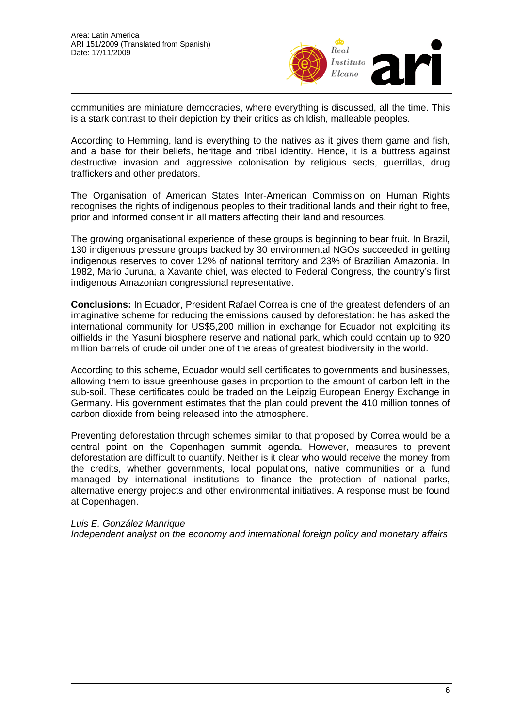communities are miniature democracies, where everything is discussed, all the time. This is a stark contrast to their depiction by their critics as childish, malleable peoples.

According to Hemming, land is everything to the natives as it gives them game and fish, and a base for their beliefs, heritage and tribal identity. Hence, it is a buttress against destructive invasion and aggressive colonisation by religious sects, guerrillas, drug traffickers and other predators.

The Organisation of American States Inter-American Commission on Human Rights recognises the rights of indigenous peoples to their traditional lands and their right to free, prior and informed consent in all matters affecting their land and resources.

The growing organisational experience of these groups is beginning to bear fruit. In Brazil, 130 indigenous pressure groups backed by 30 environmental NGOs succeeded in getting indigenous reserves to cover 12% of national territory and 23% of Brazilian Amazonia. In 1982, Mario Juruna, a Xavante chief, was elected to Federal Congress, the country's first indigenous Amazonian congressional representative.

**Conclusions:** In Ecuador, President Rafael Correa is one of the greatest defenders of an imaginative scheme for reducing the emissions caused by deforestation: he has asked the international community for US$5,200 million in exchange for Ecuador not exploiting its oilfields in the Yasuní biosphere reserve and national park, which could contain up to 920 million barrels of crude oil under one of the areas of greatest biodiversity in the world.

According to this scheme, Ecuador would sell certificates to governments and businesses, allowing them to issue greenhouse gases in proportion to the amount of carbon left in the sub-soil. These certificates could be traded on the Leipzig European Energy Exchange in Germany. His government estimates that the plan could prevent the 410 million tonnes of carbon dioxide from being released into the atmosphere.

Preventing deforestation through schemes similar to that proposed by Correa would be a central point on the Copenhagen summit agenda. However, measures to prevent deforestation are difficult to quantify. Neither is it clear who would receive the money from the credits, whether governments, local populations, native communities or a fund managed by international institutions to finance the protection of national parks, alternative energy projects and other environmental initiatives. A response must be found at Copenhagen.

*Luis E. González Manrique*
*Independent analyst on the economy and international foreign policy and monetary affairs*